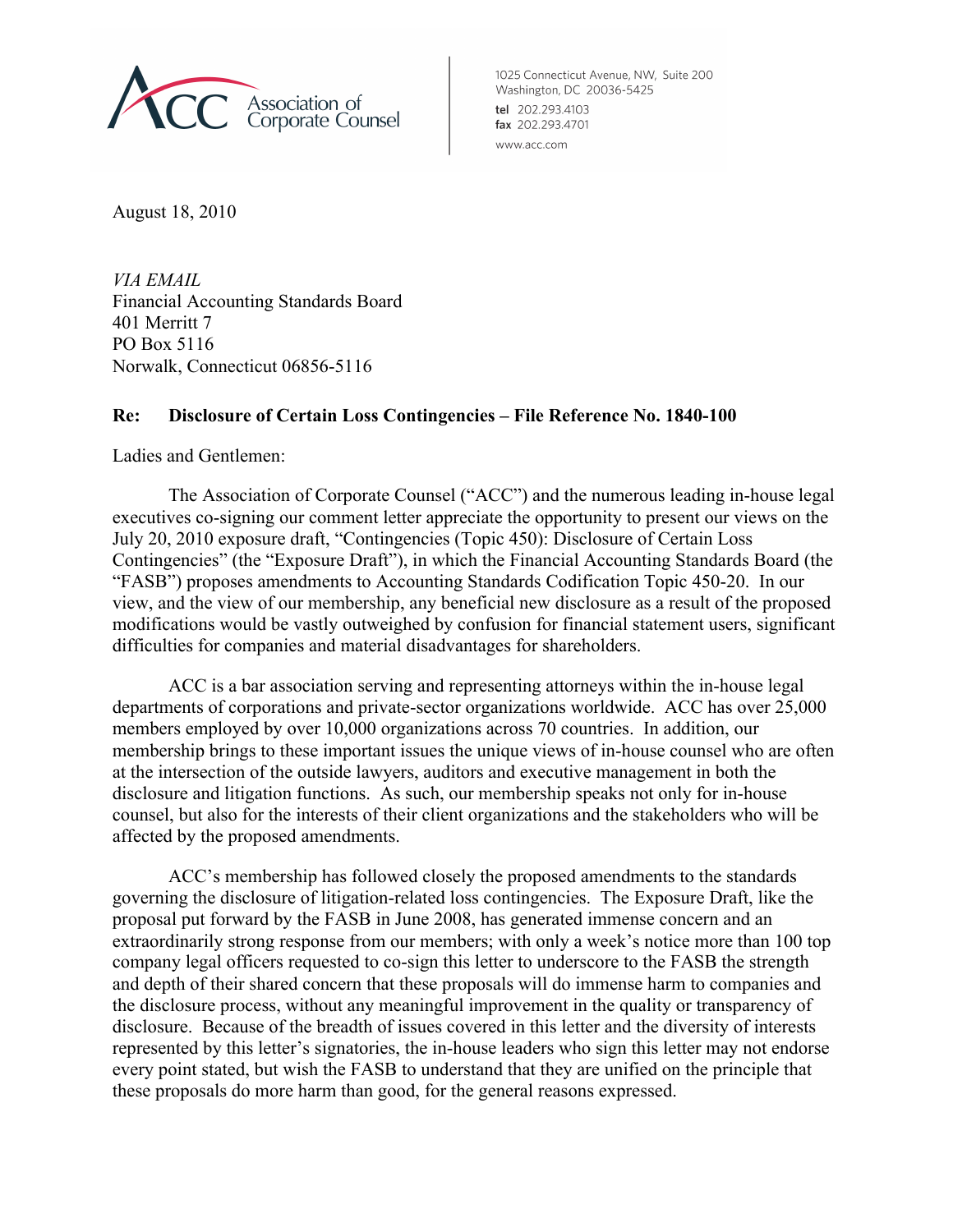ACC Association of Corporate Counsel

1025 Connecticut Avenue, NW, Suite 200
Washington, DC 20036-5425
tel 202.293.4103
fax 202.293.4701
www.acc.com

August 18, 2010

*VIA EMAIL*
Financial Accounting Standards Board
401 Merritt 7
PO Box 5116
Norwalk, Connecticut 06856-5116

**Re: Disclosure of Certain Loss Contingencies – File Reference No. 1840-100**

Ladies and Gentlemen:

The Association of Corporate Counsel ("ACC") and the numerous leading in-house legal executives co-signing our comment letter appreciate the opportunity to present our views on the July 20, 2010 exposure draft, "Contingencies (Topic 450): Disclosure of Certain Loss Contingencies" (the "Exposure Draft"), in which the Financial Accounting Standards Board (the "FASB") proposes amendments to Accounting Standards Codification Topic 450-20. In our view, and the view of our membership, any beneficial new disclosure as a result of the proposed modifications would be vastly outweighed by confusion for financial statement users, significant difficulties for companies and material disadvantages for shareholders.

ACC is a bar association serving and representing attorneys within the in-house legal departments of corporations and private-sector organizations worldwide. ACC has over 25,000 members employed by over 10,000 organizations across 70 countries. In addition, our membership brings to these important issues the unique views of in-house counsel who are often at the intersection of the outside lawyers, auditors and executive management in both the disclosure and litigation functions. As such, our membership speaks not only for in-house counsel, but also for the interests of their client organizations and the stakeholders who will be affected by the proposed amendments.

ACC's membership has followed closely the proposed amendments to the standards governing the disclosure of litigation-related loss contingencies. The Exposure Draft, like the proposal put forward by the FASB in June 2008, has generated immense concern and an extraordinarily strong response from our members; with only a week's notice more than 100 top company legal officers requested to co-sign this letter to underscore to the FASB the strength and depth of their shared concern that these proposals will do immense harm to companies and the disclosure process, without any meaningful improvement in the quality or transparency of disclosure. Because of the breadth of issues covered in this letter and the diversity of interests represented by this letter's signatories, the in-house leaders who sign this letter may not endorse every point stated, but wish the FASB to understand that they are unified on the principle that these proposals do more harm than good, for the general reasons expressed.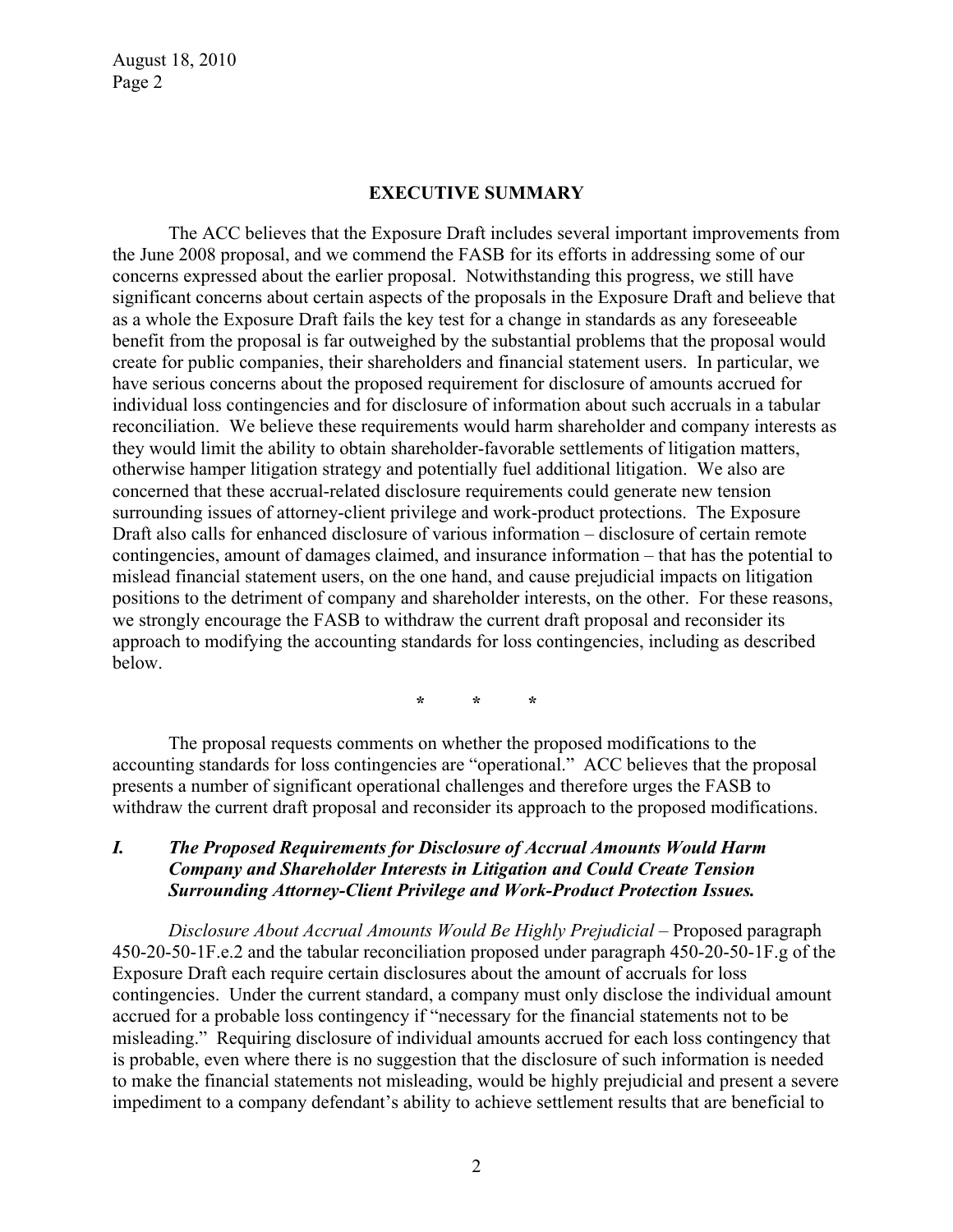## EXECUTIVE SUMMARY

The ACC believes that the Exposure Draft includes several important improvements from the June 2008 proposal, and we commend the FASB for its efforts in addressing some of our concerns expressed about the earlier proposal. Notwithstanding this progress, we still have significant concerns about certain aspects of the proposals in the Exposure Draft and believe that as a whole the Exposure Draft fails the key test for a change in standards as any foreseeable benefit from the proposal is far outweighed by the substantial problems that the proposal would create for public companies, their shareholders and financial statement users. In particular, we have serious concerns about the proposed requirement for disclosure of amounts accrued for individual loss contingencies and for disclosure of information about such accruals in a tabular reconciliation. We believe these requirements would harm shareholder and company interests as they would limit the ability to obtain shareholder-favorable settlements of litigation matters, otherwise hamper litigation strategy and potentially fuel additional litigation. We also are concerned that these accrual-related disclosure requirements could generate new tension surrounding issues of attorney-client privilege and work-product protections. The Exposure Draft also calls for enhanced disclosure of various information – disclosure of certain remote contingencies, amount of damages claimed, and insurance information – that has the potential to mislead financial statement users, on the one hand, and cause prejudicial impacts on litigation positions to the detriment of company and shareholder interests, on the other. For these reasons, we strongly encourage the FASB to withdraw the current draft proposal and reconsider its approach to modifying the accounting standards for loss contingencies, including as described below.

\* \* \*

The proposal requests comments on whether the proposed modifications to the accounting standards for loss contingencies are "operational." ACC believes that the proposal presents a number of significant operational challenges and therefore urges the FASB to withdraw the current draft proposal and reconsider its approach to the proposed modifications.

### *I. The Proposed Requirements for Disclosure of Accrual Amounts Would Harm Company and Shareholder Interests in Litigation and Could Create Tension Surrounding Attorney-Client Privilege and Work-Product Protection Issues.*

*Disclosure About Accrual Amounts Would Be Highly Prejudicial* – Proposed paragraph 450-20-50-1F.e.2 and the tabular reconciliation proposed under paragraph 450-20-50-1F.g of the Exposure Draft each require certain disclosures about the amount of accruals for loss contingencies. Under the current standard, a company must only disclose the individual amount accrued for a probable loss contingency if "necessary for the financial statements not to be misleading." Requiring disclosure of individual amounts accrued for each loss contingency that is probable, even where there is no suggestion that the disclosure of such information is needed to make the financial statements not misleading, would be highly prejudicial and present a severe impediment to a company defendant's ability to achieve settlement results that are beneficial to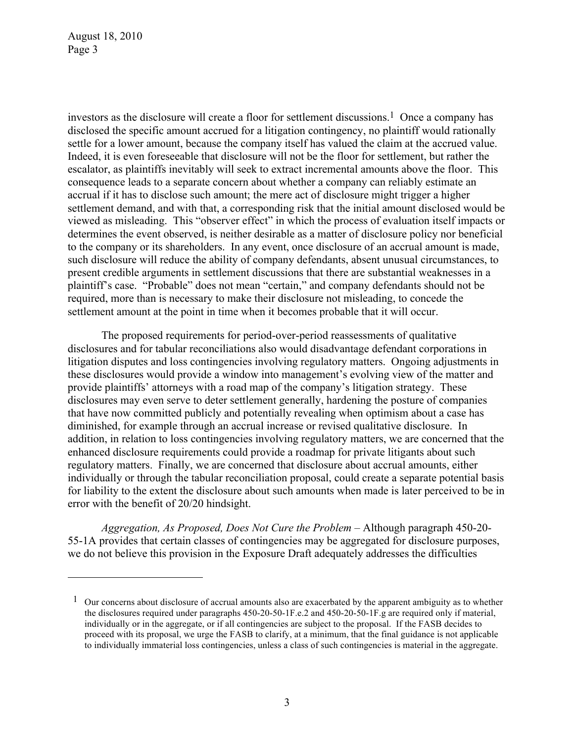investors as the disclosure will create a floor for settlement discussions.[1] Once a company has disclosed the specific amount accrued for a litigation contingency, no plaintiff would rationally settle for a lower amount, because the company itself has valued the claim at the accrued value. Indeed, it is even foreseeable that disclosure will not be the floor for settlement, but rather the escalator, as plaintiffs inevitably will seek to extract incremental amounts above the floor. This consequence leads to a separate concern about whether a company can reliably estimate an accrual if it has to disclose such amount; the mere act of disclosure might trigger a higher settlement demand, and with that, a corresponding risk that the initial amount disclosed would be viewed as misleading. This "observer effect" in which the process of evaluation itself impacts or determines the event observed, is neither desirable as a matter of disclosure policy nor beneficial to the company or its shareholders. In any event, once disclosure of an accrual amount is made, such disclosure will reduce the ability of company defendants, absent unusual circumstances, to present credible arguments in settlement discussions that there are substantial weaknesses in a plaintiff's case. "Probable" does not mean "certain," and company defendants should not be required, more than is necessary to make their disclosure not misleading, to concede the settlement amount at the point in time when it becomes probable that it will occur.

The proposed requirements for period-over-period reassessments of qualitative disclosures and for tabular reconciliations also would disadvantage defendant corporations in litigation disputes and loss contingencies involving regulatory matters. Ongoing adjustments in these disclosures would provide a window into management's evolving view of the matter and provide plaintiffs' attorneys with a road map of the company's litigation strategy. These disclosures may even serve to deter settlement generally, hardening the posture of companies that have now committed publicly and potentially revealing when optimism about a case has diminished, for example through an accrual increase or revised qualitative disclosure. In addition, in relation to loss contingencies involving regulatory matters, we are concerned that the enhanced disclosure requirements could provide a roadmap for private litigants about such regulatory matters. Finally, we are concerned that disclosure about accrual amounts, either individually or through the tabular reconciliation proposal, could create a separate potential basis for liability to the extent the disclosure about such amounts when made is later perceived to be in error with the benefit of 20/20 hindsight.

*Aggregation, As Proposed, Does Not Cure the Problem* – Although paragraph 450-20-55-1A provides that certain classes of contingencies may be aggregated for disclosure purposes, we do not believe this provision in the Exposure Draft adequately addresses the difficulties

---

[1] Our concerns about disclosure of accrual amounts also are exacerbated by the apparent ambiguity as to whether the disclosures required under paragraphs 450-20-50-1F.e.2 and 450-20-50-1F.g are required only if material, individually or in the aggregate, or if all contingencies are subject to the proposal. If the FASB decides to proceed with its proposal, we urge the FASB to clarify, at a minimum, that the final guidance is not applicable to individually immaterial loss contingencies, unless a class of such contingencies is material in the aggregate.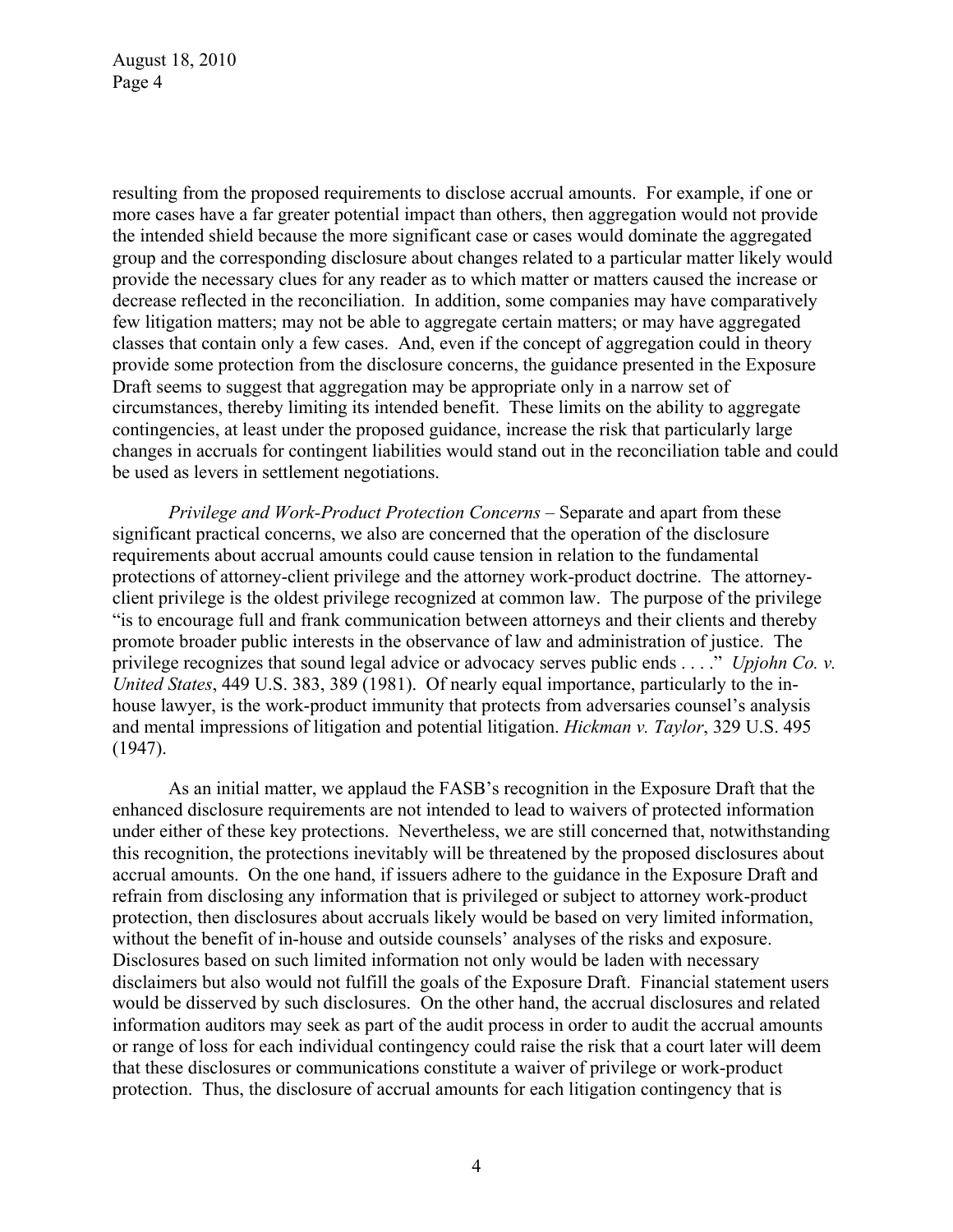resulting from the proposed requirements to disclose accrual amounts. For example, if one or more cases have a far greater potential impact than others, then aggregation would not provide the intended shield because the more significant case or cases would dominate the aggregated group and the corresponding disclosure about changes related to a particular matter likely would provide the necessary clues for any reader as to which matter or matters caused the increase or decrease reflected in the reconciliation. In addition, some companies may have comparatively few litigation matters; may not be able to aggregate certain matters; or may have aggregated classes that contain only a few cases. And, even if the concept of aggregation could in theory provide some protection from the disclosure concerns, the guidance presented in the Exposure Draft seems to suggest that aggregation may be appropriate only in a narrow set of circumstances, thereby limiting its intended benefit. These limits on the ability to aggregate contingencies, at least under the proposed guidance, increase the risk that particularly large changes in accruals for contingent liabilities would stand out in the reconciliation table and could be used as levers in settlement negotiations.

*Privilege and Work-Product Protection Concerns* – Separate and apart from these significant practical concerns, we also are concerned that the operation of the disclosure requirements about accrual amounts could cause tension in relation to the fundamental protections of attorney-client privilege and the attorney work-product doctrine. The attorney-client privilege is the oldest privilege recognized at common law. The purpose of the privilege "is to encourage full and frank communication between attorneys and their clients and thereby promote broader public interests in the observance of law and administration of justice. The privilege recognizes that sound legal advice or advocacy serves public ends . . . ." *Upjohn Co. v. United States*, 449 U.S. 383, 389 (1981). Of nearly equal importance, particularly to the in-house lawyer, is the work-product immunity that protects from adversaries counsel's analysis and mental impressions of litigation and potential litigation. *Hickman v. Taylor*, 329 U.S. 495 (1947).

As an initial matter, we applaud the FASB's recognition in the Exposure Draft that the enhanced disclosure requirements are not intended to lead to waivers of protected information under either of these key protections. Nevertheless, we are still concerned that, notwithstanding this recognition, the protections inevitably will be threatened by the proposed disclosures about accrual amounts. On the one hand, if issuers adhere to the guidance in the Exposure Draft and refrain from disclosing any information that is privileged or subject to attorney work-product protection, then disclosures about accruals likely would be based on very limited information, without the benefit of in-house and outside counsels' analyses of the risks and exposure. Disclosures based on such limited information not only would be laden with necessary disclaimers but also would not fulfill the goals of the Exposure Draft. Financial statement users would be disserved by such disclosures. On the other hand, the accrual disclosures and related information auditors may seek as part of the audit process in order to audit the accrual amounts or range of loss for each individual contingency could raise the risk that a court later will deem that these disclosures or communications constitute a waiver of privilege or work-product protection. Thus, the disclosure of accrual amounts for each litigation contingency that is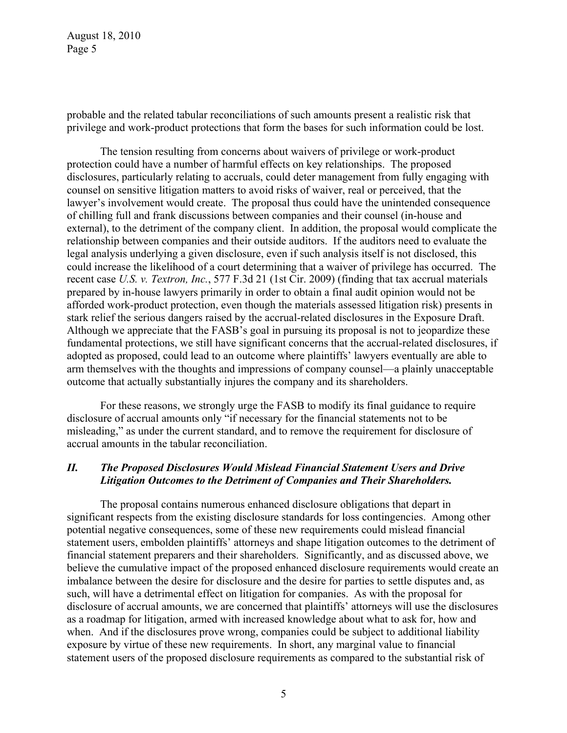probable and the related tabular reconciliations of such amounts present a realistic risk that privilege and work-product protections that form the bases for such information could be lost.

The tension resulting from concerns about waivers of privilege or work-product protection could have a number of harmful effects on key relationships. The proposed disclosures, particularly relating to accruals, could deter management from fully engaging with counsel on sensitive litigation matters to avoid risks of waiver, real or perceived, that the lawyer's involvement would create. The proposal thus could have the unintended consequence of chilling full and frank discussions between companies and their counsel (in-house and external), to the detriment of the company client. In addition, the proposal would complicate the relationship between companies and their outside auditors. If the auditors need to evaluate the legal analysis underlying a given disclosure, even if such analysis itself is not disclosed, this could increase the likelihood of a court determining that a waiver of privilege has occurred. The recent case *U.S. v. Textron, Inc.*, 577 F.3d 21 (1st Cir. 2009) (finding that tax accrual materials prepared by in-house lawyers primarily in order to obtain a final audit opinion would not be afforded work-product protection, even though the materials assessed litigation risk) presents in stark relief the serious dangers raised by the accrual-related disclosures in the Exposure Draft. Although we appreciate that the FASB's goal in pursuing its proposal is not to jeopardize these fundamental protections, we still have significant concerns that the accrual-related disclosures, if adopted as proposed, could lead to an outcome where plaintiffs' lawyers eventually are able to arm themselves with the thoughts and impressions of company counsel—a plainly unacceptable outcome that actually substantially injures the company and its shareholders.

For these reasons, we strongly urge the FASB to modify its final guidance to require disclosure of accrual amounts only "if necessary for the financial statements not to be misleading," as under the current standard, and to remove the requirement for disclosure of accrual amounts in the tabular reconciliation.

## *II. The Proposed Disclosures Would Mislead Financial Statement Users and Drive Litigation Outcomes to the Detriment of Companies and Their Shareholders.*

The proposal contains numerous enhanced disclosure obligations that depart in significant respects from the existing disclosure standards for loss contingencies. Among other potential negative consequences, some of these new requirements could mislead financial statement users, embolden plaintiffs' attorneys and shape litigation outcomes to the detriment of financial statement preparers and their shareholders. Significantly, and as discussed above, we believe the cumulative impact of the proposed enhanced disclosure requirements would create an imbalance between the desire for disclosure and the desire for parties to settle disputes and, as such, will have a detrimental effect on litigation for companies. As with the proposal for disclosure of accrual amounts, we are concerned that plaintiffs' attorneys will use the disclosures as a roadmap for litigation, armed with increased knowledge about what to ask for, how and when. And if the disclosures prove wrong, companies could be subject to additional liability exposure by virtue of these new requirements. In short, any marginal value to financial statement users of the proposed disclosure requirements as compared to the substantial risk of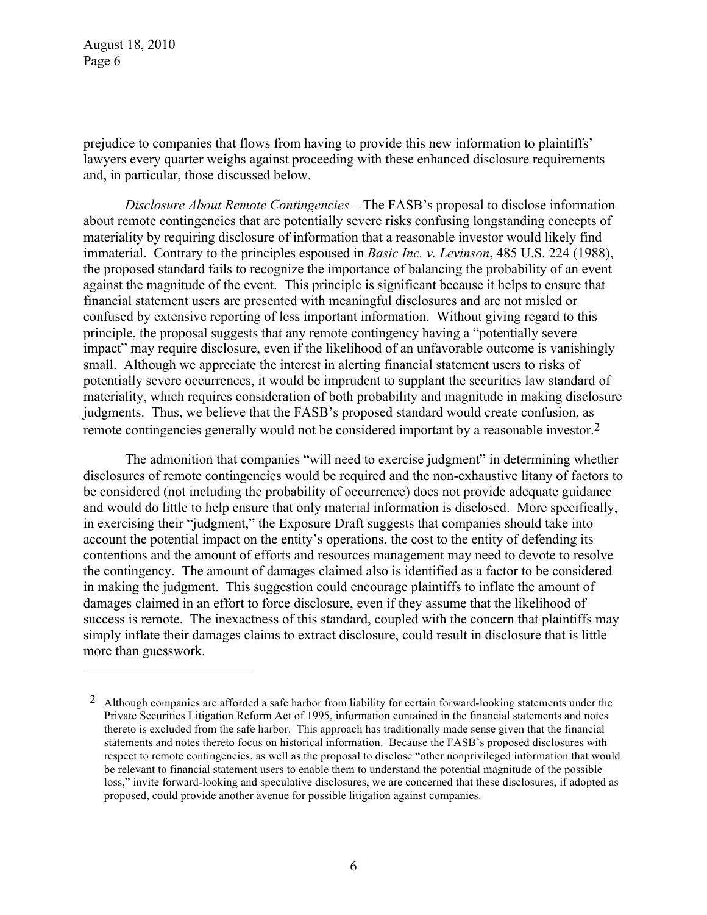prejudice to companies that flows from having to provide this new information to plaintiffs' lawyers every quarter weighs against proceeding with these enhanced disclosure requirements and, in particular, those discussed below.

*Disclosure About Remote Contingencies* – The FASB's proposal to disclose information about remote contingencies that are potentially severe risks confusing longstanding concepts of materiality by requiring disclosure of information that a reasonable investor would likely find immaterial. Contrary to the principles espoused in *Basic Inc. v. Levinson*, 485 U.S. 224 (1988), the proposed standard fails to recognize the importance of balancing the probability of an event against the magnitude of the event. This principle is significant because it helps to ensure that financial statement users are presented with meaningful disclosures and are not misled or confused by extensive reporting of less important information. Without giving regard to this principle, the proposal suggests that any remote contingency having a "potentially severe impact" may require disclosure, even if the likelihood of an unfavorable outcome is vanishingly small. Although we appreciate the interest in alerting financial statement users to risks of potentially severe occurrences, it would be imprudent to supplant the securities law standard of materiality, which requires consideration of both probability and magnitude in making disclosure judgments. Thus, we believe that the FASB's proposed standard would create confusion, as remote contingencies generally would not be considered important by a reasonable investor.[2]

The admonition that companies "will need to exercise judgment" in determining whether disclosures of remote contingencies would be required and the non-exhaustive litany of factors to be considered (not including the probability of occurrence) does not provide adequate guidance and would do little to help ensure that only material information is disclosed. More specifically, in exercising their "judgment," the Exposure Draft suggests that companies should take into account the potential impact on the entity's operations, the cost to the entity of defending its contentions and the amount of efforts and resources management may need to devote to resolve the contingency. The amount of damages claimed also is identified as a factor to be considered in making the judgment. This suggestion could encourage plaintiffs to inflate the amount of damages claimed in an effort to force disclosure, even if they assume that the likelihood of success is remote. The inexactness of this standard, coupled with the concern that plaintiffs may simply inflate their damages claims to extract disclosure, could result in disclosure that is little more than guesswork.

---

[2] Although companies are afforded a safe harbor from liability for certain forward-looking statements under the Private Securities Litigation Reform Act of 1995, information contained in the financial statements and notes thereto is excluded from the safe harbor. This approach has traditionally made sense given that the financial statements and notes thereto focus on historical information. Because the FASB's proposed disclosures with respect to remote contingencies, as well as the proposal to disclose "other nonprivileged information that would be relevant to financial statement users to enable them to understand the potential magnitude of the possible loss," invite forward-looking and speculative disclosures, we are concerned that these disclosures, if adopted as proposed, could provide another avenue for possible litigation against companies.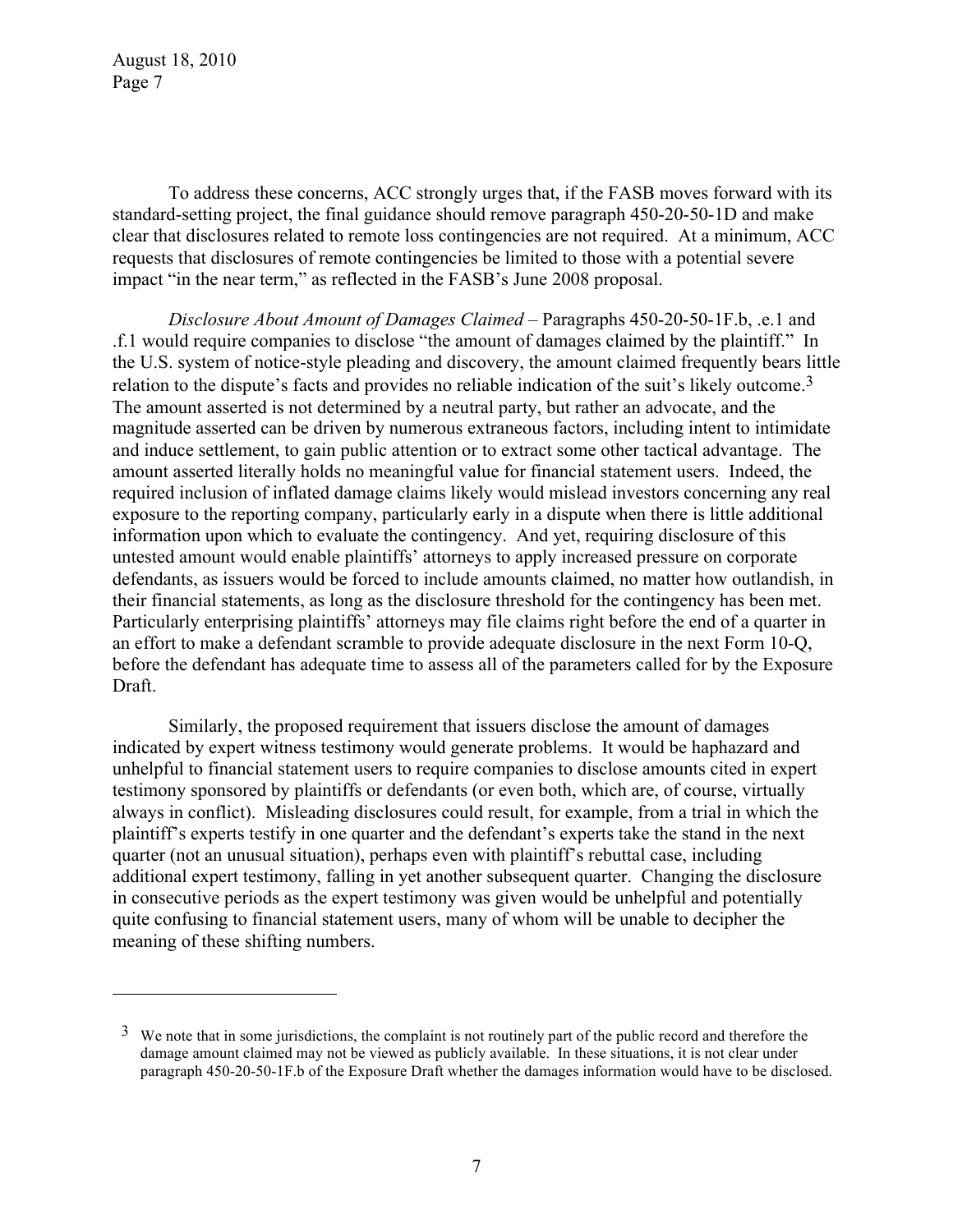To address these concerns, ACC strongly urges that, if the FASB moves forward with its standard-setting project, the final guidance should remove paragraph 450-20-50-1D and make clear that disclosures related to remote loss contingencies are not required. At a minimum, ACC requests that disclosures of remote contingencies be limited to those with a potential severe impact "in the near term," as reflected in the FASB's June 2008 proposal.

*Disclosure About Amount of Damages Claimed* – Paragraphs 450-20-50-1F.b, .e.1 and .f.1 would require companies to disclose "the amount of damages claimed by the plaintiff." In the U.S. system of notice-style pleading and discovery, the amount claimed frequently bears little relation to the dispute's facts and provides no reliable indication of the suit's likely outcome.[3] The amount asserted is not determined by a neutral party, but rather an advocate, and the magnitude asserted can be driven by numerous extraneous factors, including intent to intimidate and induce settlement, to gain public attention or to extract some other tactical advantage. The amount asserted literally holds no meaningful value for financial statement users. Indeed, the required inclusion of inflated damage claims likely would mislead investors concerning any real exposure to the reporting company, particularly early in a dispute when there is little additional information upon which to evaluate the contingency. And yet, requiring disclosure of this untested amount would enable plaintiffs' attorneys to apply increased pressure on corporate defendants, as issuers would be forced to include amounts claimed, no matter how outlandish, in their financial statements, as long as the disclosure threshold for the contingency has been met. Particularly enterprising plaintiffs' attorneys may file claims right before the end of a quarter in an effort to make a defendant scramble to provide adequate disclosure in the next Form 10-Q, before the defendant has adequate time to assess all of the parameters called for by the Exposure Draft.

Similarly, the proposed requirement that issuers disclose the amount of damages indicated by expert witness testimony would generate problems. It would be haphazard and unhelpful to financial statement users to require companies to disclose amounts cited in expert testimony sponsored by plaintiffs or defendants (or even both, which are, of course, virtually always in conflict). Misleading disclosures could result, for example, from a trial in which the plaintiff's experts testify in one quarter and the defendant's experts take the stand in the next quarter (not an unusual situation), perhaps even with plaintiff's rebuttal case, including additional expert testimony, falling in yet another subsequent quarter. Changing the disclosure in consecutive periods as the expert testimony was given would be unhelpful and potentially quite confusing to financial statement users, many of whom will be unable to decipher the meaning of these shifting numbers.

---

[3] We note that in some jurisdictions, the complaint is not routinely part of the public record and therefore the damage amount claimed may not be viewed as publicly available. In these situations, it is not clear under paragraph 450-20-50-1F.b of the Exposure Draft whether the damages information would have to be disclosed.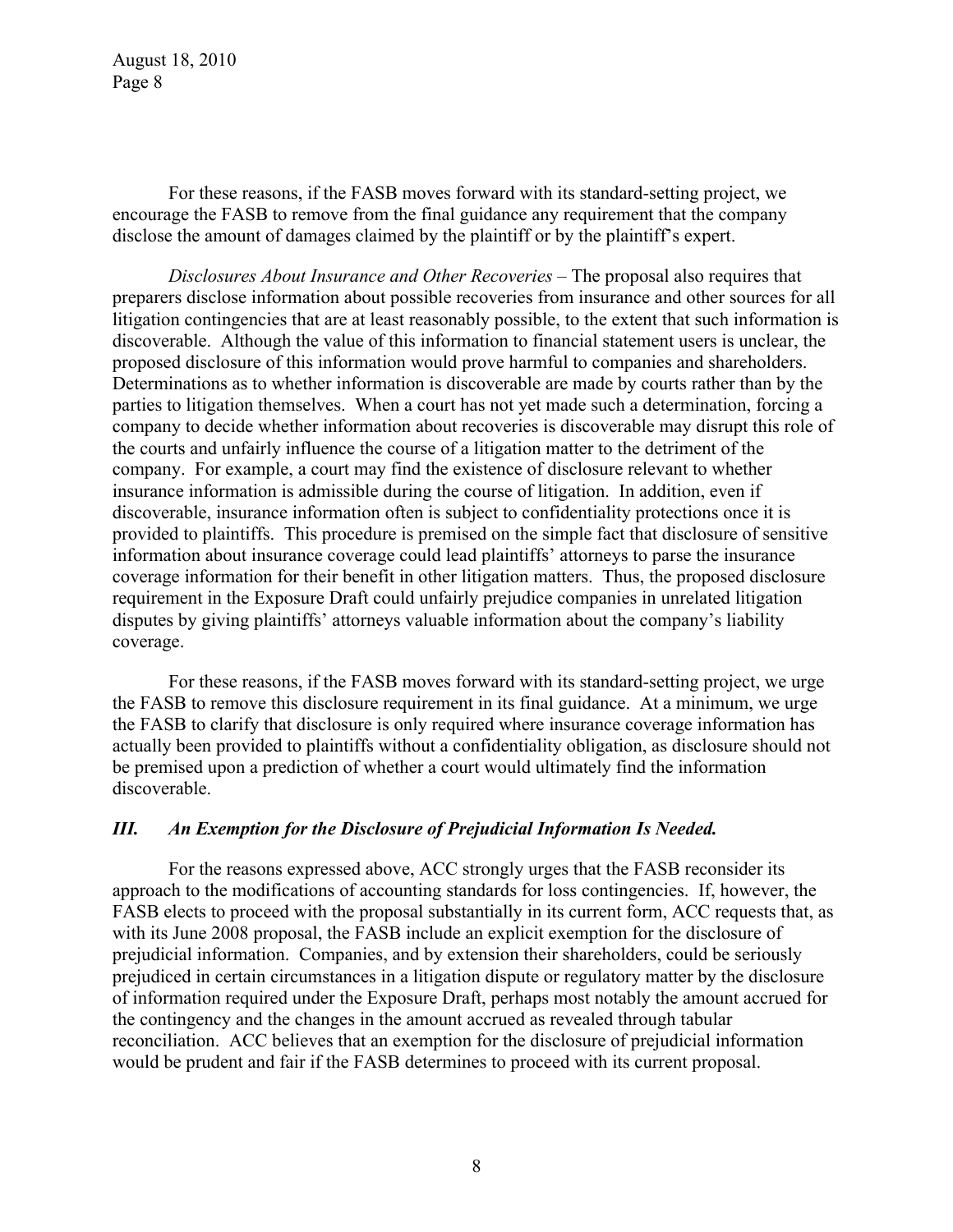For these reasons, if the FASB moves forward with its standard-setting project, we encourage the FASB to remove from the final guidance any requirement that the company disclose the amount of damages claimed by the plaintiff or by the plaintiff's expert.

*Disclosures About Insurance and Other Recoveries* – The proposal also requires that preparers disclose information about possible recoveries from insurance and other sources for all litigation contingencies that are at least reasonably possible, to the extent that such information is discoverable. Although the value of this information to financial statement users is unclear, the proposed disclosure of this information would prove harmful to companies and shareholders. Determinations as to whether information is discoverable are made by courts rather than by the parties to litigation themselves. When a court has not yet made such a determination, forcing a company to decide whether information about recoveries is discoverable may disrupt this role of the courts and unfairly influence the course of a litigation matter to the detriment of the company. For example, a court may find the existence of disclosure relevant to whether insurance information is admissible during the course of litigation. In addition, even if discoverable, insurance information often is subject to confidentiality protections once it is provided to plaintiffs. This procedure is premised on the simple fact that disclosure of sensitive information about insurance coverage could lead plaintiffs' attorneys to parse the insurance coverage information for their benefit in other litigation matters. Thus, the proposed disclosure requirement in the Exposure Draft could unfairly prejudice companies in unrelated litigation disputes by giving plaintiffs' attorneys valuable information about the company's liability coverage.

For these reasons, if the FASB moves forward with its standard-setting project, we urge the FASB to remove this disclosure requirement in its final guidance. At a minimum, we urge the FASB to clarify that disclosure is only required where insurance coverage information has actually been provided to plaintiffs without a confidentiality obligation, as disclosure should not be premised upon a prediction of whether a court would ultimately find the information discoverable.

### *III. An Exemption for the Disclosure of Prejudicial Information Is Needed.*

For the reasons expressed above, ACC strongly urges that the FASB reconsider its approach to the modifications of accounting standards for loss contingencies. If, however, the FASB elects to proceed with the proposal substantially in its current form, ACC requests that, as with its June 2008 proposal, the FASB include an explicit exemption for the disclosure of prejudicial information. Companies, and by extension their shareholders, could be seriously prejudiced in certain circumstances in a litigation dispute or regulatory matter by the disclosure of information required under the Exposure Draft, perhaps most notably the amount accrued for the contingency and the changes in the amount accrued as revealed through tabular reconciliation. ACC believes that an exemption for the disclosure of prejudicial information would be prudent and fair if the FASB determines to proceed with its current proposal.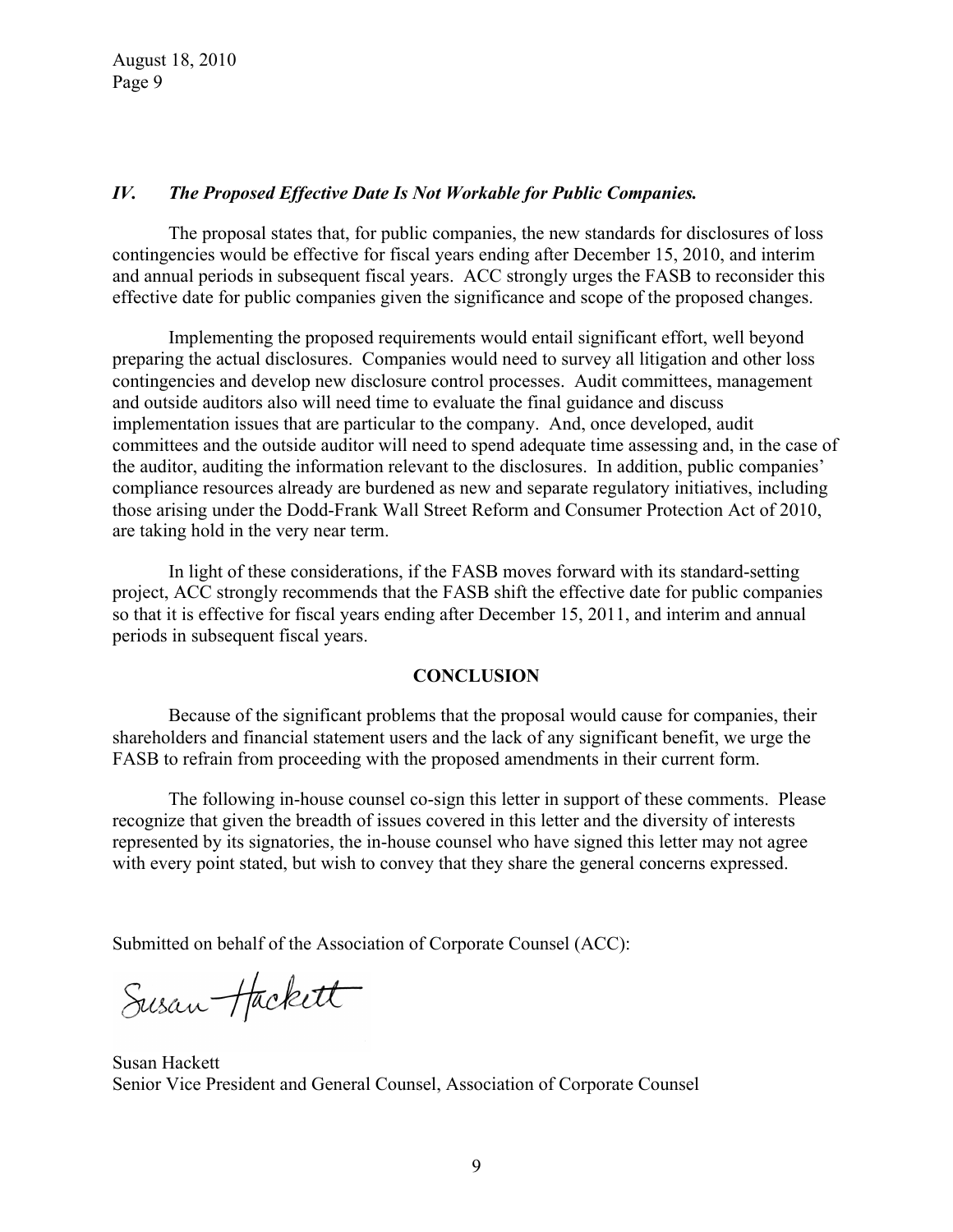### *IV. The Proposed Effective Date Is Not Workable for Public Companies.*

The proposal states that, for public companies, the new standards for disclosures of loss contingencies would be effective for fiscal years ending after December 15, 2010, and interim and annual periods in subsequent fiscal years. ACC strongly urges the FASB to reconsider this effective date for public companies given the significance and scope of the proposed changes.

Implementing the proposed requirements would entail significant effort, well beyond preparing the actual disclosures. Companies would need to survey all litigation and other loss contingencies and develop new disclosure control processes. Audit committees, management and outside auditors also will need time to evaluate the final guidance and discuss implementation issues that are particular to the company. And, once developed, audit committees and the outside auditor will need to spend adequate time assessing and, in the case of the auditor, auditing the information relevant to the disclosures. In addition, public companies' compliance resources already are burdened as new and separate regulatory initiatives, including those arising under the Dodd-Frank Wall Street Reform and Consumer Protection Act of 2010, are taking hold in the very near term.

In light of these considerations, if the FASB moves forward with its standard-setting project, ACC strongly recommends that the FASB shift the effective date for public companies so that it is effective for fiscal years ending after December 15, 2011, and interim and annual periods in subsequent fiscal years.

## CONCLUSION

Because of the significant problems that the proposal would cause for companies, their shareholders and financial statement users and the lack of any significant benefit, we urge the FASB to refrain from proceeding with the proposed amendments in their current form.

The following in-house counsel co-sign this letter in support of these comments. Please recognize that given the breadth of issues covered in this letter and the diversity of interests represented by its signatories, the in-house counsel who have signed this letter may not agree with every point stated, but wish to convey that they share the general concerns expressed.

Submitted on behalf of the Association of Corporate Counsel (ACC):

Susan Hackett

Susan Hackett
Senior Vice President and General Counsel, Association of Corporate Counsel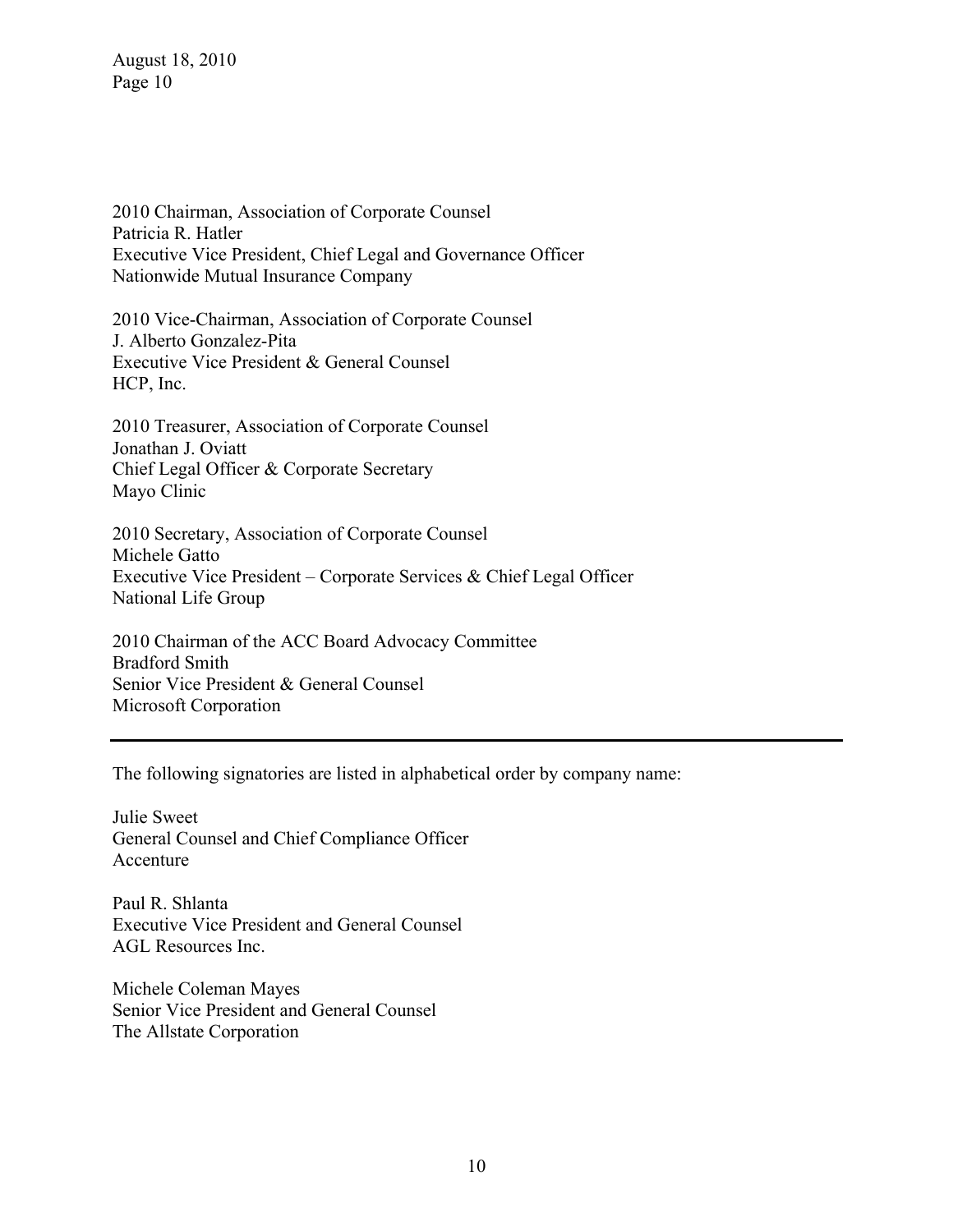2010 Chairman, Association of Corporate Counsel
Patricia R. Hatler
Executive Vice President, Chief Legal and Governance Officer
Nationwide Mutual Insurance Company

2010 Vice-Chairman, Association of Corporate Counsel
J. Alberto Gonzalez-Pita
Executive Vice President & General Counsel
HCP, Inc.

2010 Treasurer, Association of Corporate Counsel
Jonathan J. Oviatt
Chief Legal Officer & Corporate Secretary
Mayo Clinic

2010 Secretary, Association of Corporate Counsel
Michele Gatto
Executive Vice President – Corporate Services & Chief Legal Officer
National Life Group

2010 Chairman of the ACC Board Advocacy Committee
Bradford Smith
Senior Vice President & General Counsel
Microsoft Corporation

---

The following signatories are listed in alphabetical order by company name:

Julie Sweet
General Counsel and Chief Compliance Officer
Accenture

Paul R. Shlanta
Executive Vice President and General Counsel
AGL Resources Inc.

Michele Coleman Mayes
Senior Vice President and General Counsel
The Allstate Corporation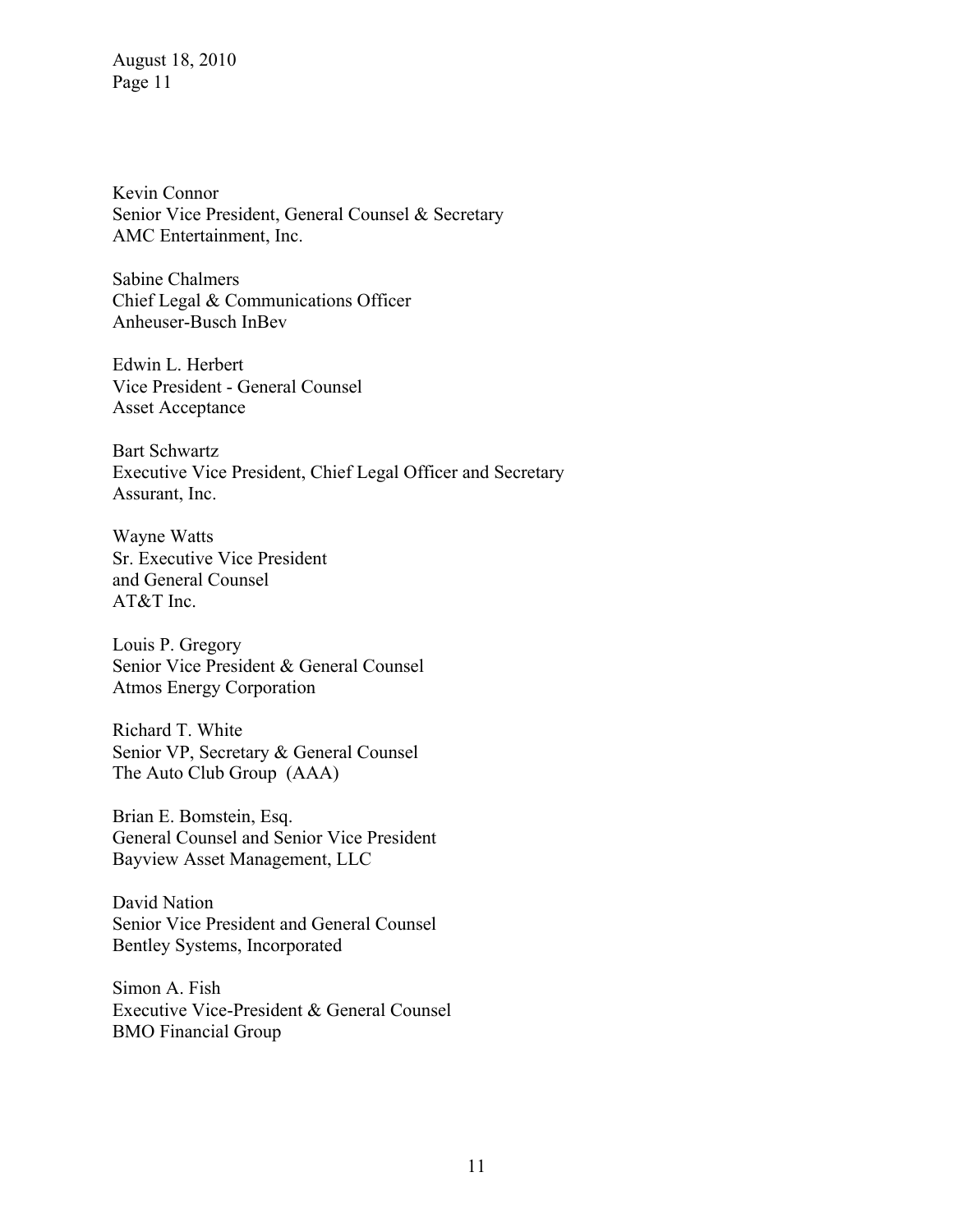Kevin Connor
Senior Vice President, General Counsel & Secretary
AMC Entertainment, Inc.

Sabine Chalmers
Chief Legal & Communications Officer
Anheuser-Busch InBev

Edwin L. Herbert
Vice President - General Counsel
Asset Acceptance

Bart Schwartz
Executive Vice President, Chief Legal Officer and Secretary
Assurant, Inc.

Wayne Watts
Sr. Executive Vice President
and General Counsel
AT&T Inc.

Louis P. Gregory
Senior Vice President & General Counsel
Atmos Energy Corporation

Richard T. White
Senior VP, Secretary & General Counsel
The Auto Club Group (AAA)

Brian E. Bomstein, Esq.
General Counsel and Senior Vice President
Bayview Asset Management, LLC

David Nation
Senior Vice President and General Counsel
Bentley Systems, Incorporated

Simon A. Fish
Executive Vice-President & General Counsel
BMO Financial Group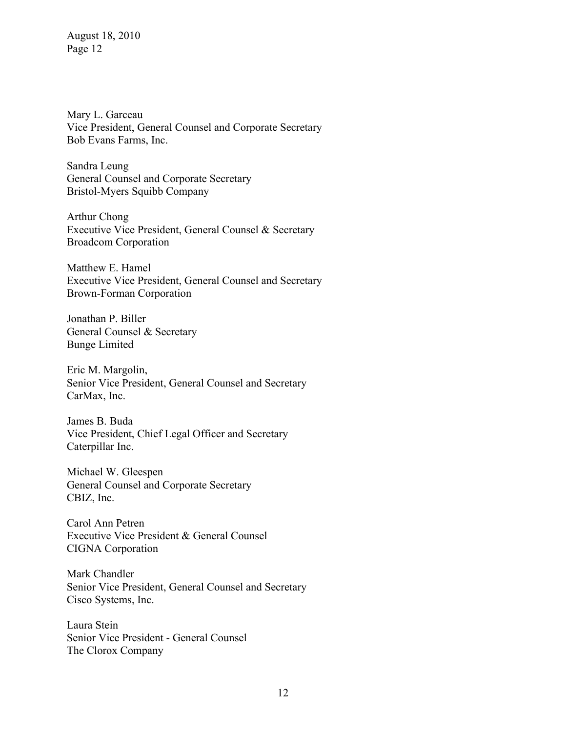Mary L. Garceau  
Vice President, General Counsel and Corporate Secretary  
Bob Evans Farms, Inc.

Sandra Leung  
General Counsel and Corporate Secretary  
Bristol-Myers Squibb Company

Arthur Chong  
Executive Vice President, General Counsel & Secretary  
Broadcom Corporation

Matthew E. Hamel  
Executive Vice President, General Counsel and Secretary  
Brown-Forman Corporation

Jonathan P. Biller  
General Counsel & Secretary  
Bunge Limited

Eric M. Margolin,  
Senior Vice President, General Counsel and Secretary  
CarMax, Inc.

James B. Buda  
Vice President, Chief Legal Officer and Secretary  
Caterpillar Inc.

Michael W. Gleespen  
General Counsel and Corporate Secretary  
CBIZ, Inc.

Carol Ann Petren  
Executive Vice President & General Counsel  
CIGNA Corporation

Mark Chandler  
Senior Vice President, General Counsel and Secretary  
Cisco Systems, Inc.

Laura Stein  
Senior Vice President - General Counsel  
The Clorox Company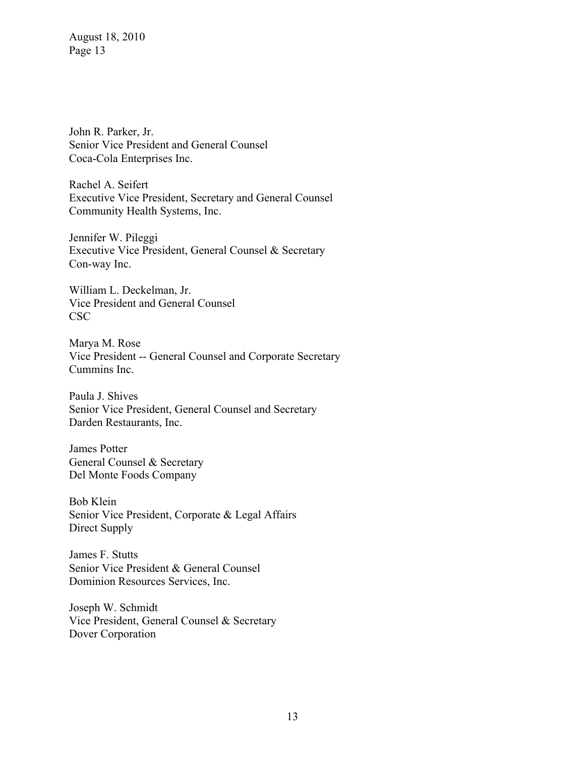John R. Parker, Jr.
Senior Vice President and General Counsel
Coca-Cola Enterprises Inc.

Rachel A. Seifert
Executive Vice President, Secretary and General Counsel
Community Health Systems, Inc.

Jennifer W. Pileggi
Executive Vice President, General Counsel & Secretary
Con-way Inc.

William L. Deckelman, Jr.
Vice President and General Counsel
CSC

Marya M. Rose
Vice President -- General Counsel and Corporate Secretary
Cummins Inc.

Paula J. Shives
Senior Vice President, General Counsel and Secretary
Darden Restaurants, Inc.

James Potter
General Counsel & Secretary
Del Monte Foods Company

Bob Klein
Senior Vice President, Corporate & Legal Affairs
Direct Supply

James F. Stutts
Senior Vice President & General Counsel
Dominion Resources Services, Inc.

Joseph W. Schmidt
Vice President, General Counsel & Secretary
Dover Corporation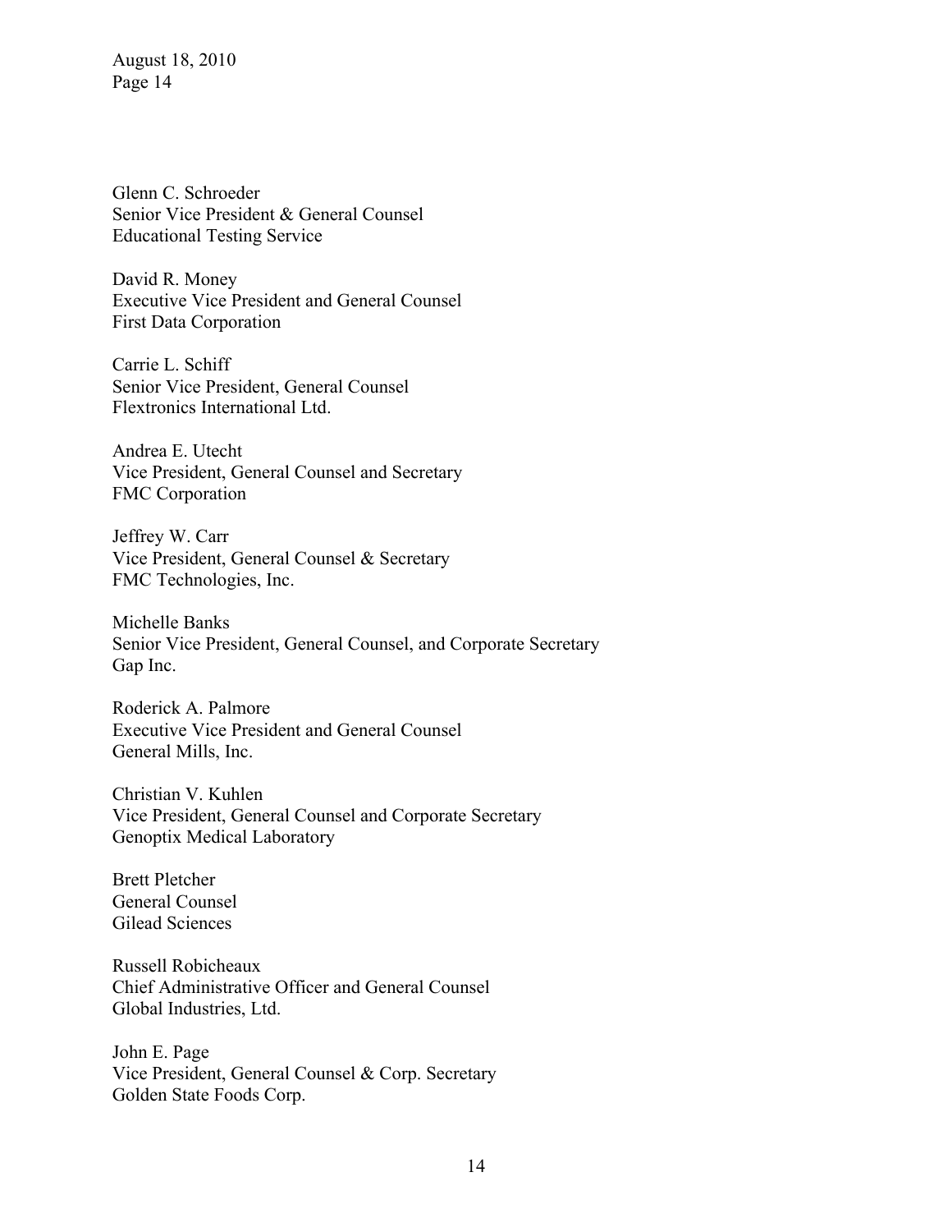Glenn C. Schroeder  
Senior Vice President & General Counsel  
Educational Testing Service

David R. Money  
Executive Vice President and General Counsel  
First Data Corporation

Carrie L. Schiff  
Senior Vice President, General Counsel  
Flextronics International Ltd.

Andrea E. Utecht  
Vice President, General Counsel and Secretary  
FMC Corporation

Jeffrey W. Carr  
Vice President, General Counsel & Secretary  
FMC Technologies, Inc.

Michelle Banks  
Senior Vice President, General Counsel, and Corporate Secretary  
Gap Inc.

Roderick A. Palmore  
Executive Vice President and General Counsel  
General Mills, Inc.

Christian V. Kuhlen  
Vice President, General Counsel and Corporate Secretary  
Genoptix Medical Laboratory

Brett Pletcher  
General Counsel  
Gilead Sciences

Russell Robicheaux  
Chief Administrative Officer and General Counsel  
Global Industries, Ltd.

John E. Page  
Vice President, General Counsel & Corp. Secretary  
Golden State Foods Corp.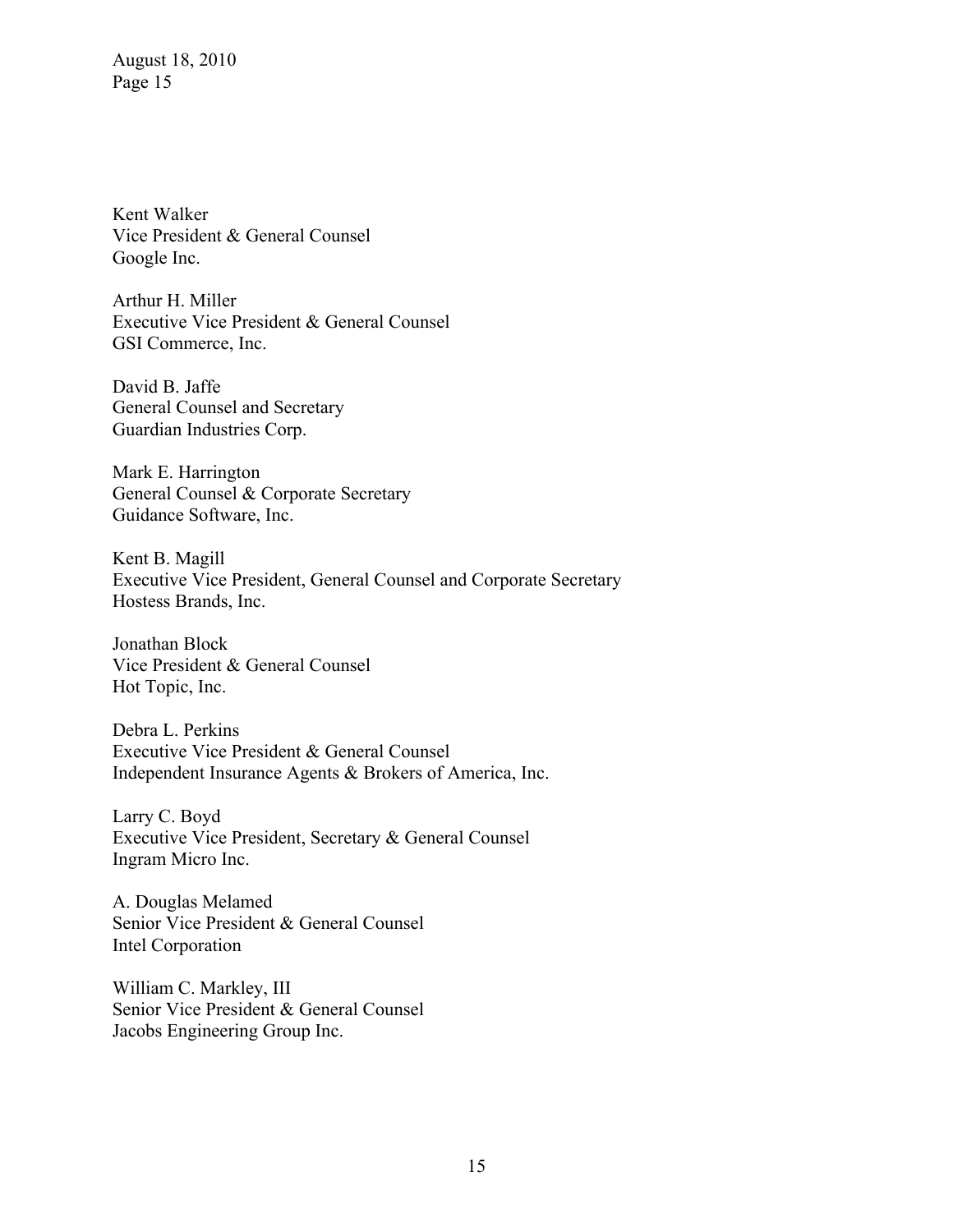Kent Walker
Vice President & General Counsel
Google Inc.

Arthur H. Miller
Executive Vice President & General Counsel
GSI Commerce, Inc.

David B. Jaffe
General Counsel and Secretary
Guardian Industries Corp.

Mark E. Harrington
General Counsel & Corporate Secretary
Guidance Software, Inc.

Kent B. Magill
Executive Vice President, General Counsel and Corporate Secretary
Hostess Brands, Inc.

Jonathan Block
Vice President & General Counsel
Hot Topic, Inc.

Debra L. Perkins
Executive Vice President & General Counsel
Independent Insurance Agents & Brokers of America, Inc.

Larry C. Boyd
Executive Vice President, Secretary & General Counsel
Ingram Micro Inc.

A. Douglas Melamed
Senior Vice President & General Counsel
Intel Corporation

William C. Markley, III
Senior Vice President & General Counsel
Jacobs Engineering Group Inc.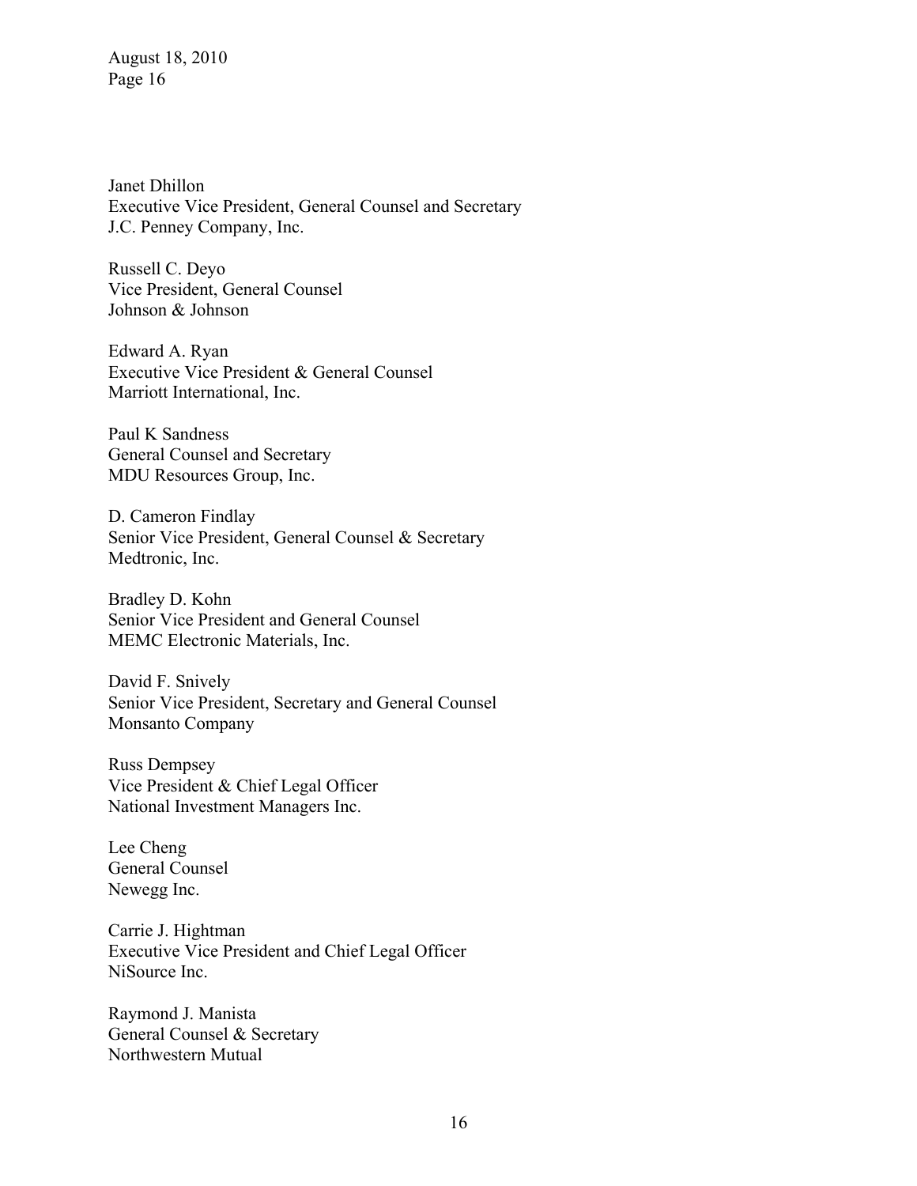Janet Dhillon
Executive Vice President, General Counsel and Secretary
J.C. Penney Company, Inc.

Russell C. Deyo
Vice President, General Counsel
Johnson & Johnson

Edward A. Ryan
Executive Vice President & General Counsel
Marriott International, Inc.

Paul K Sandness
General Counsel and Secretary
MDU Resources Group, Inc.

D. Cameron Findlay
Senior Vice President, General Counsel & Secretary
Medtronic, Inc.

Bradley D. Kohn
Senior Vice President and General Counsel
MEMC Electronic Materials, Inc.

David F. Snively
Senior Vice President, Secretary and General Counsel
Monsanto Company

Russ Dempsey
Vice President & Chief Legal Officer
National Investment Managers Inc.

Lee Cheng
General Counsel
Newegg Inc.

Carrie J. Hightman
Executive Vice President and Chief Legal Officer
NiSource Inc.

Raymond J. Manista
General Counsel & Secretary
Northwestern Mutual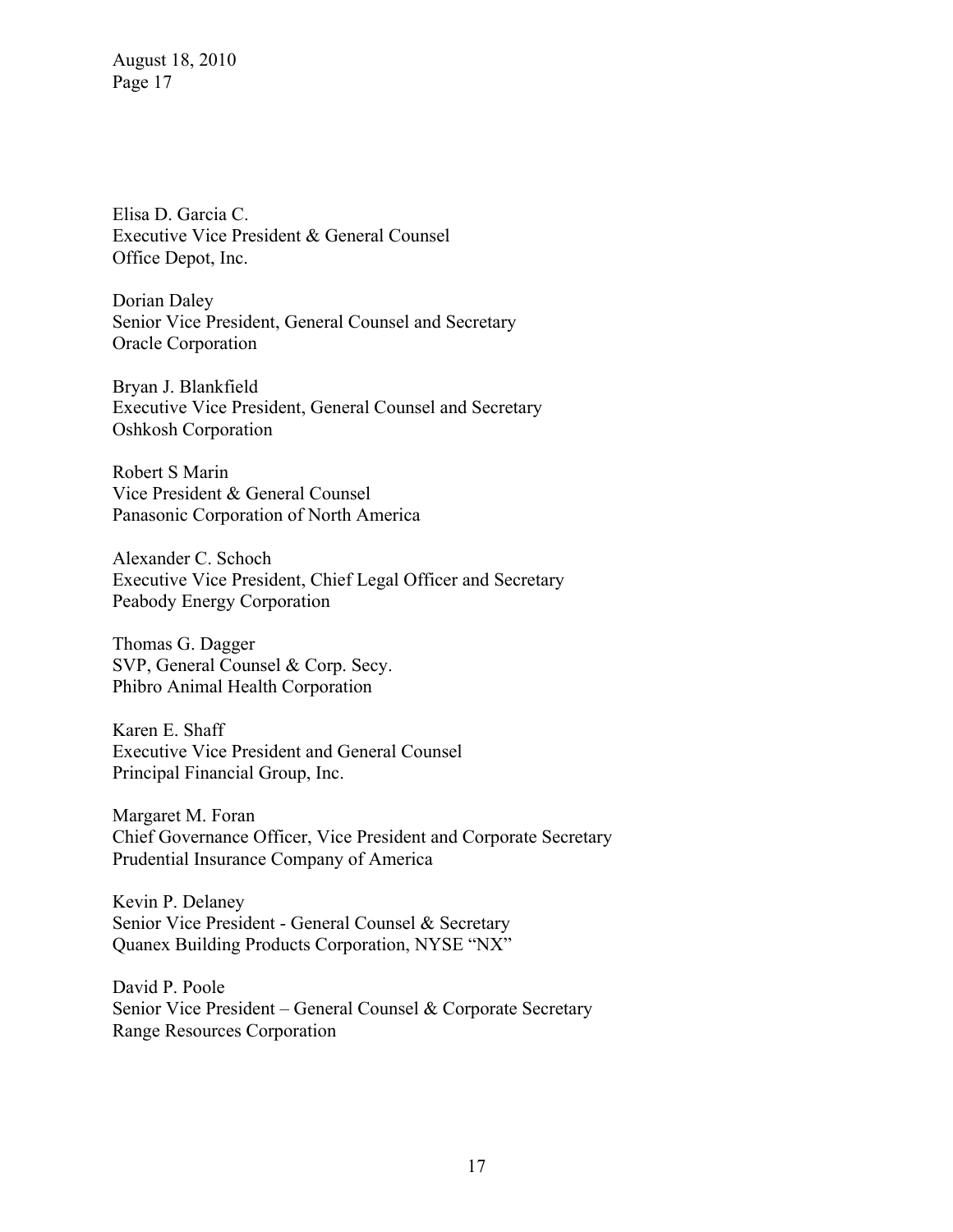Elisa D. Garcia C.
Executive Vice President & General Counsel
Office Depot, Inc.

Dorian Daley
Senior Vice President, General Counsel and Secretary
Oracle Corporation

Bryan J. Blankfield
Executive Vice President, General Counsel and Secretary
Oshkosh Corporation

Robert S Marin
Vice President & General Counsel
Panasonic Corporation of North America

Alexander C. Schoch
Executive Vice President, Chief Legal Officer and Secretary
Peabody Energy Corporation

Thomas G. Dagger
SVP, General Counsel & Corp. Secy.
Phibro Animal Health Corporation

Karen E. Shaff
Executive Vice President and General Counsel
Principal Financial Group, Inc.

Margaret M. Foran
Chief Governance Officer, Vice President and Corporate Secretary
Prudential Insurance Company of America

Kevin P. Delaney
Senior Vice President - General Counsel & Secretary
Quanex Building Products Corporation, NYSE "NX"

David P. Poole
Senior Vice President – General Counsel & Corporate Secretary
Range Resources Corporation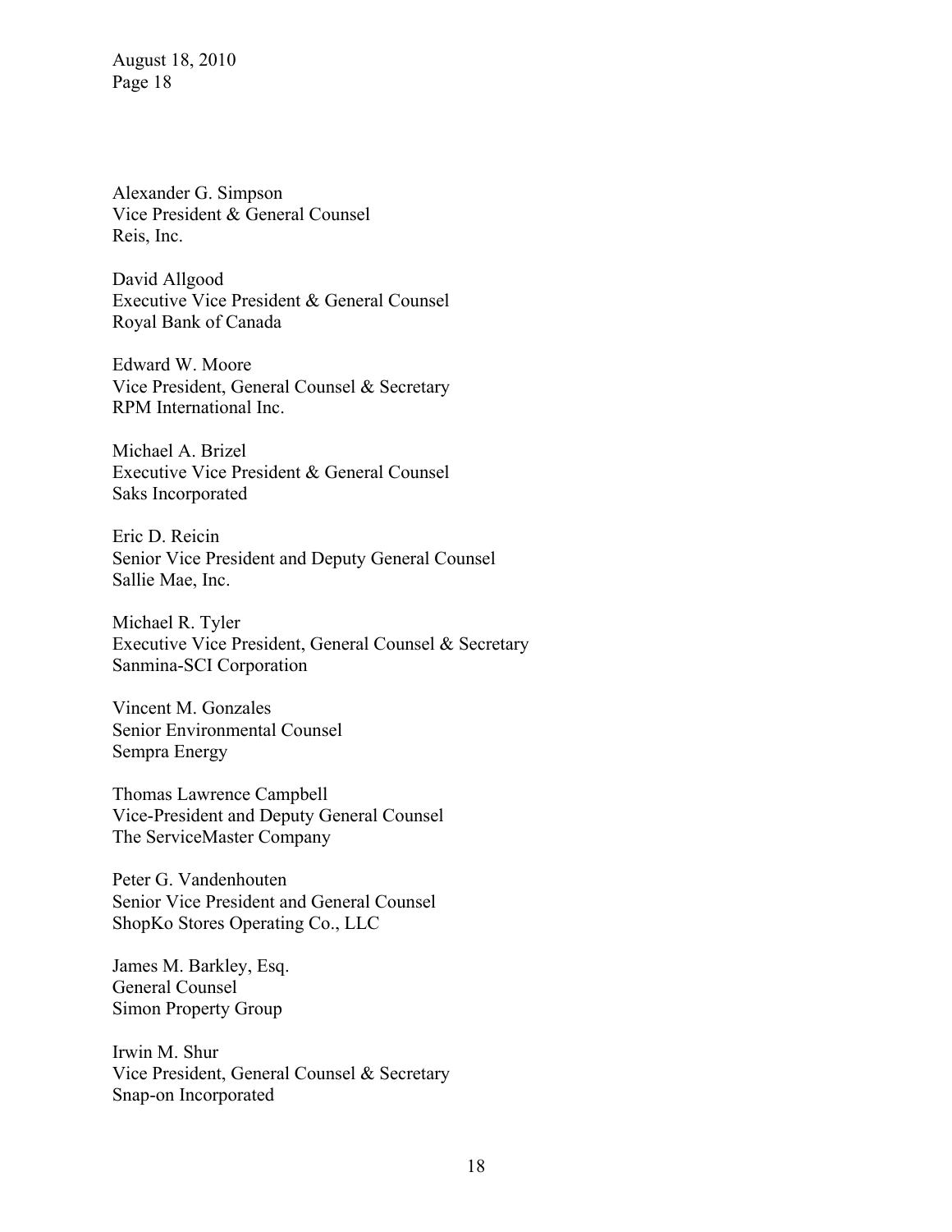Alexander G. Simpson
Vice President & General Counsel
Reis, Inc.

David Allgood
Executive Vice President & General Counsel
Royal Bank of Canada

Edward W. Moore
Vice President, General Counsel & Secretary
RPM International Inc.

Michael A. Brizel
Executive Vice President & General Counsel
Saks Incorporated

Eric D. Reicin
Senior Vice President and Deputy General Counsel
Sallie Mae, Inc.

Michael R. Tyler
Executive Vice President, General Counsel & Secretary
Sanmina-SCI Corporation

Vincent M. Gonzales
Senior Environmental Counsel
Sempra Energy

Thomas Lawrence Campbell
Vice-President and Deputy General Counsel
The ServiceMaster Company

Peter G. Vandenhouten
Senior Vice President and General Counsel
ShopKo Stores Operating Co., LLC

James M. Barkley, Esq.
General Counsel
Simon Property Group

Irwin M. Shur
Vice President, General Counsel & Secretary
Snap-on Incorporated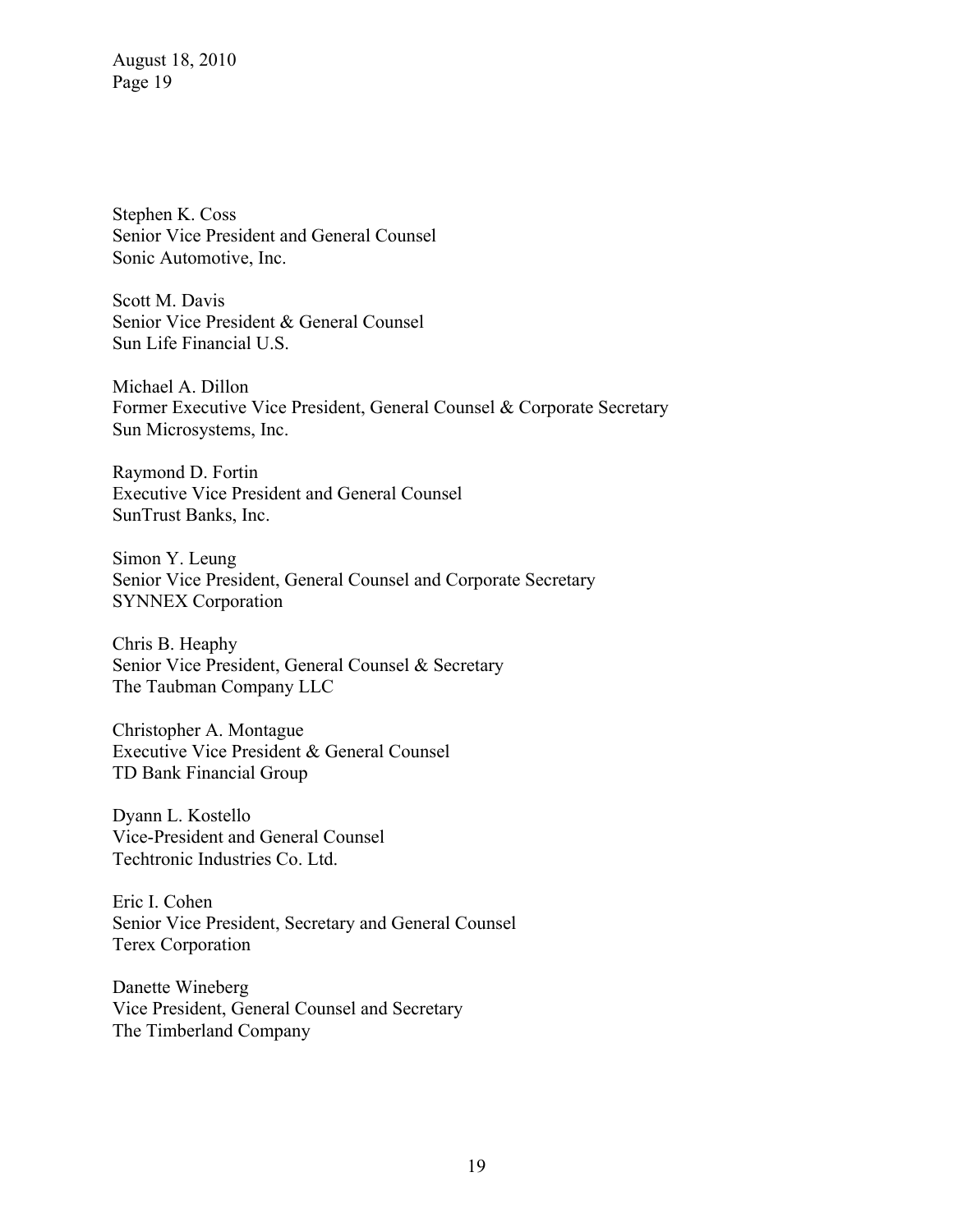Stephen K. Coss
Senior Vice President and General Counsel
Sonic Automotive, Inc.

Scott M. Davis
Senior Vice President & General Counsel
Sun Life Financial U.S.

Michael A. Dillon
Former Executive Vice President, General Counsel & Corporate Secretary
Sun Microsystems, Inc.

Raymond D. Fortin
Executive Vice President and General Counsel
SunTrust Banks, Inc.

Simon Y. Leung
Senior Vice President, General Counsel and Corporate Secretary
SYNNEX Corporation

Chris B. Heaphy
Senior Vice President, General Counsel & Secretary
The Taubman Company LLC

Christopher A. Montague
Executive Vice President & General Counsel
TD Bank Financial Group

Dyann L. Kostello
Vice-President and General Counsel
Techtronic Industries Co. Ltd.

Eric I. Cohen
Senior Vice President, Secretary and General Counsel
Terex Corporation

Danette Wineberg
Vice President, General Counsel and Secretary
The Timberland Company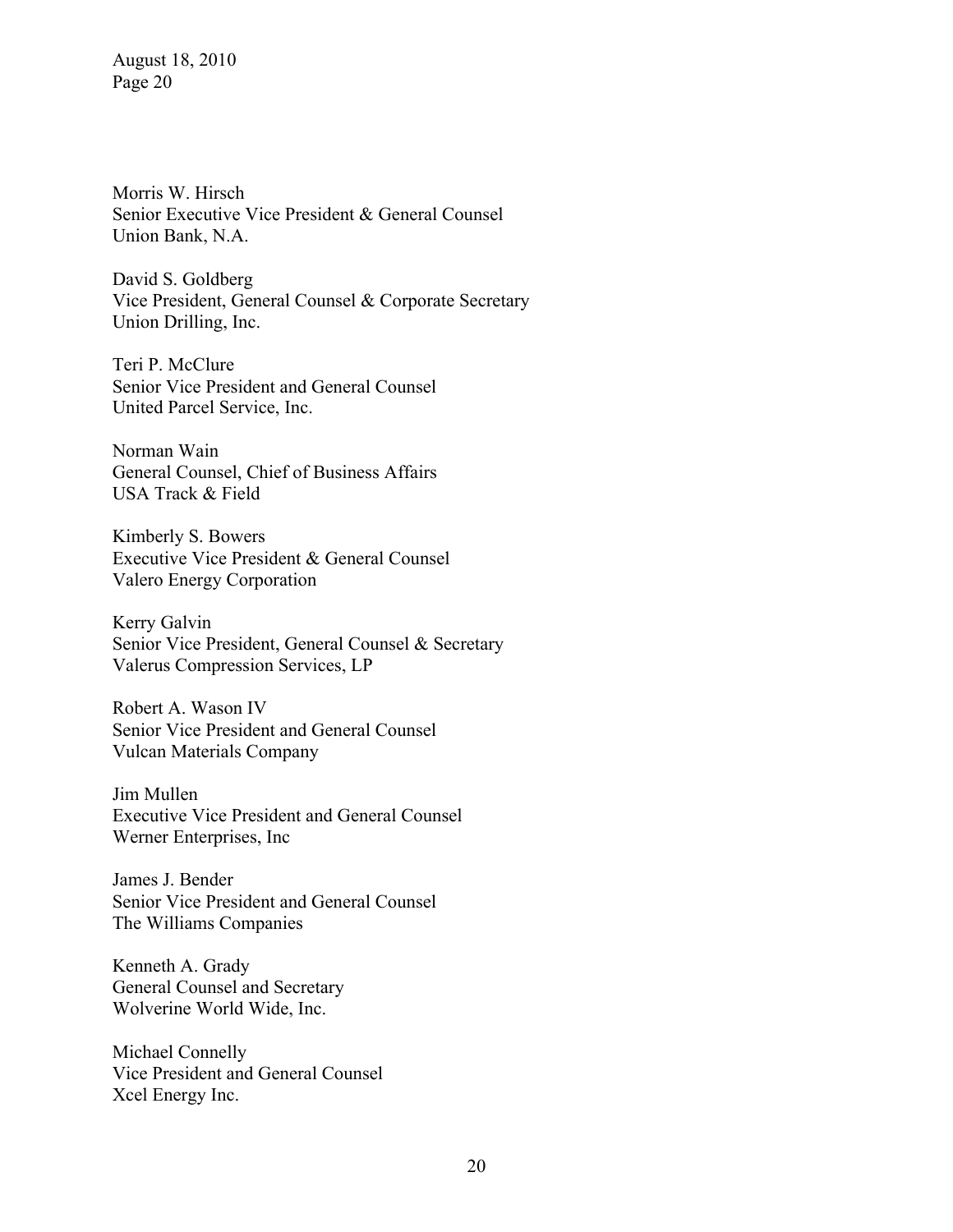Morris W. Hirsch
Senior Executive Vice President & General Counsel
Union Bank, N.A.

David S. Goldberg
Vice President, General Counsel & Corporate Secretary
Union Drilling, Inc.

Teri P. McClure
Senior Vice President and General Counsel
United Parcel Service, Inc.

Norman Wain
General Counsel, Chief of Business Affairs
USA Track & Field

Kimberly S. Bowers
Executive Vice President & General Counsel
Valero Energy Corporation

Kerry Galvin
Senior Vice President, General Counsel & Secretary
Valerus Compression Services, LP

Robert A. Wason IV
Senior Vice President and General Counsel
Vulcan Materials Company

Jim Mullen
Executive Vice President and General Counsel
Werner Enterprises, Inc

James J. Bender
Senior Vice President and General Counsel
The Williams Companies

Kenneth A. Grady
General Counsel and Secretary
Wolverine World Wide, Inc.

Michael Connelly
Vice President and General Counsel
Xcel Energy Inc.